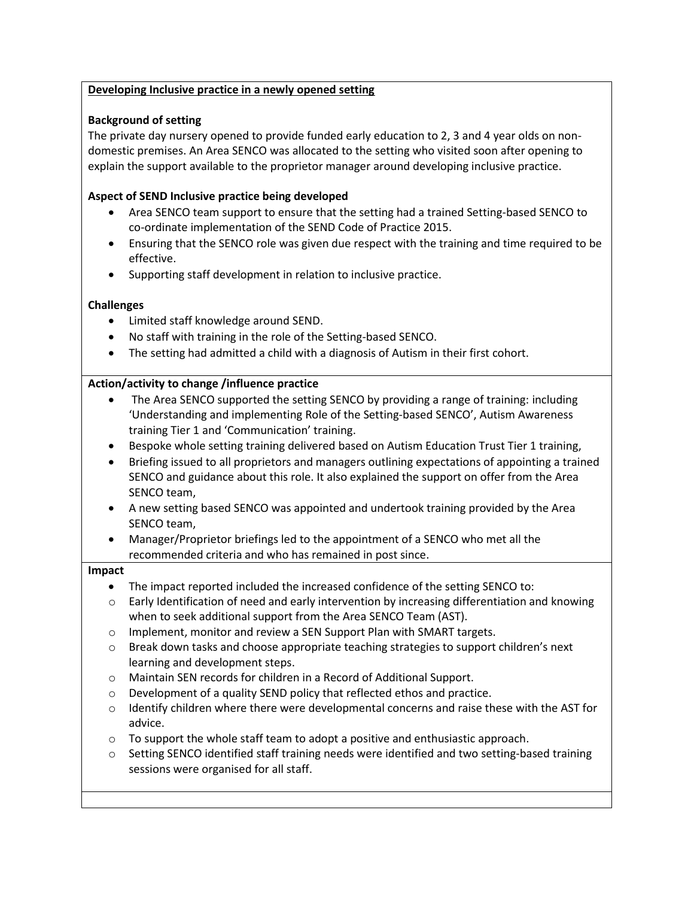**Developing Inclusive practice in a newly opened setting**

**Background of setting**

The private day nursery opened to provide funded early education to 2, 3 and 4 year olds on non-domestic premises. An Area SENCO was allocated to the setting who visited soon after opening to explain the support available to the proprietor manager around developing inclusive practice.

**Aspect of SEND Inclusive practice being developed**

- Area SENCO team support to ensure that the setting had a trained Setting-based SENCO to co-ordinate implementation of the SEND Code of Practice 2015.
- Ensuring that the SENCO role was given due respect with the training and time required to be effective.
- Supporting staff development in relation to inclusive practice.

**Challenges**

- Limited staff knowledge around SEND.
- No staff with training in the role of the Setting-based SENCO.
- The setting had admitted a child with a diagnosis of Autism in their first cohort.

**Action/activity to change /influence practice**

- The Area SENCO supported the setting SENCO by providing a range of training: including 'Understanding and implementing Role of the Setting-based SENCO', Autism Awareness training Tier 1 and 'Communication' training.
- Bespoke whole setting training delivered based on Autism Education Trust Tier 1 training,
- Briefing issued to all proprietors and managers outlining expectations of appointing a trained SENCO and guidance about this role. It also explained the support on offer from the Area SENCO team,
- A new setting based SENCO was appointed and undertook training provided by the Area SENCO team,
- Manager/Proprietor briefings led to the appointment of a SENCO who met all the recommended criteria and who has remained in post since.

**Impact**

- The impact reported included the increased confidence of the setting SENCO to:
  - Early Identification of need and early intervention by increasing differentiation and knowing when to seek additional support from the Area SENCO Team (AST).
  - Implement, monitor and review a SEN Support Plan with SMART targets.
  - Break down tasks and choose appropriate teaching strategies to support children's next learning and development steps.
  - Maintain SEN records for children in a Record of Additional Support.
  - Development of a quality SEND policy that reflected ethos and practice.
  - Identify children where there were developmental concerns and raise these with the AST for advice.
  - To support the whole staff team to adopt a positive and enthusiastic approach.
  - Setting SENCO identified staff training needs were identified and two setting-based training sessions were organised for all staff.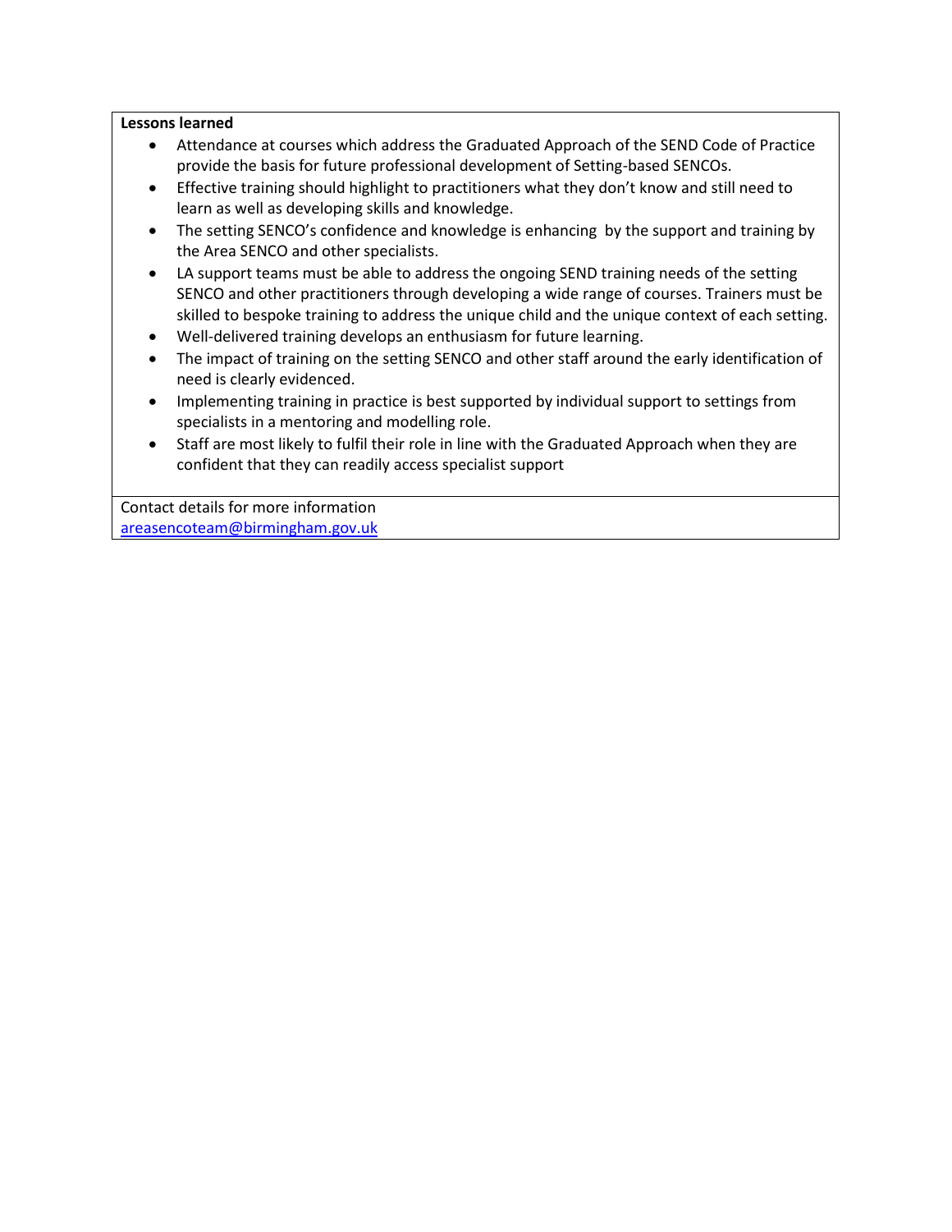**Lessons learned**

- Attendance at courses which address the Graduated Approach of the SEND Code of Practice provide the basis for future professional development of Setting-based SENCOs.
- Effective training should highlight to practitioners what they don't know and still need to learn as well as developing skills and knowledge.
- The setting SENCO's confidence and knowledge is enhancing by the support and training by the Area SENCO and other specialists.
- LA support teams must be able to address the ongoing SEND training needs of the setting SENCO and other practitioners through developing a wide range of courses. Trainers must be skilled to bespoke training to address the unique child and the unique context of each setting.
- Well-delivered training develops an enthusiasm for future learning.
- The impact of training on the setting SENCO and other staff around the early identification of need is clearly evidenced.
- Implementing training in practice is best supported by individual support to settings from specialists in a mentoring and modelling role.
- Staff are most likely to fulfil their role in line with the Graduated Approach when they are confident that they can readily access specialist support

Contact details for more information
areasencoteam@birmingham.gov.uk